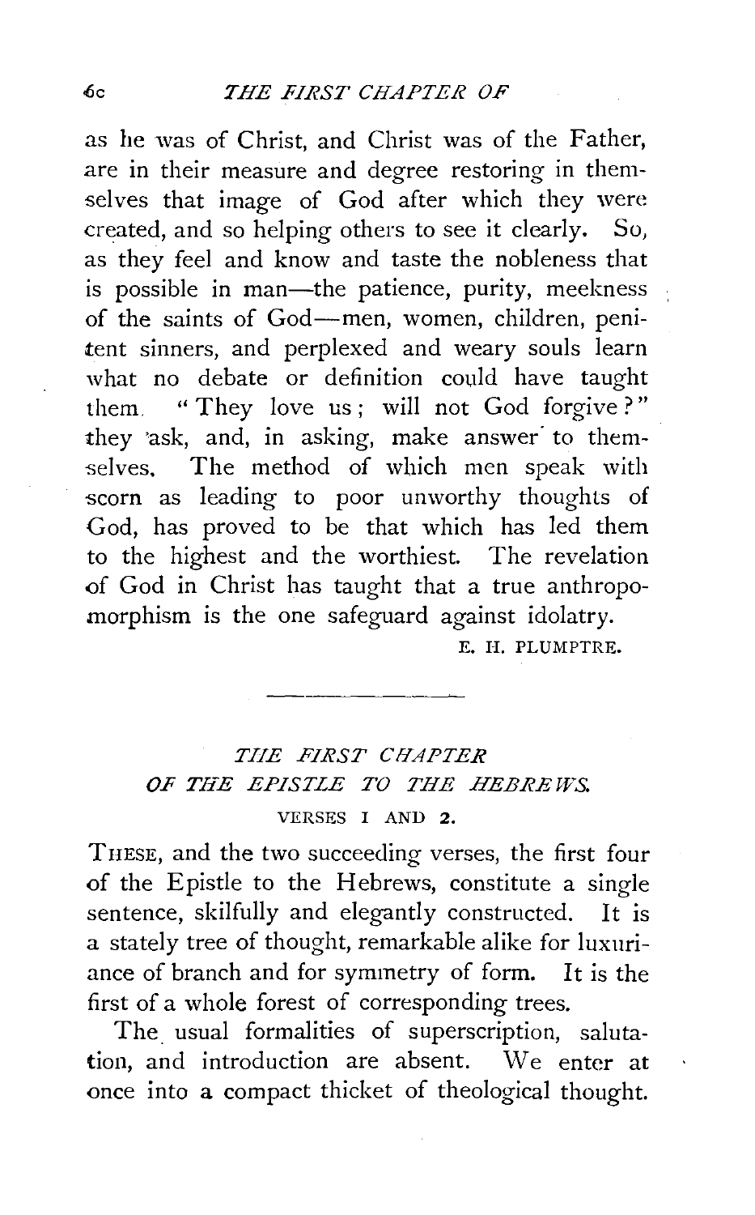as he was of Christ, and Christ was of the Father, are in their measure and degree restoring in themselves that image of God after which they were created, and so helping others to see it clearly. So, as they feel and know and taste the nobleness that is possible in man—the patience, purity, meekness of the saints of God—men, women, children, penitent sinners, and perplexed and weary souls learn what no debate or definition could have taught them. "They love us; will not God forgive?" they ask, and, in asking, make answer to themselves. The method of which men speak with scorn as leading to poor unworthy thoughts of God, has proved to be that which has led them to the highest and the worthiest. The revelation of God in Christ has taught that a true anthropomorphism is the one safeguard against idolatry.

E. H. PLUMPTRE.

---

## *THE FIRST CHAPTER OF THE EPISTLE TO THE HEBREWS.*

### VERSES 1 AND 2.

THESE, and the two succeeding verses, the first four of the Epistle to the Hebrews, constitute a single sentence, skilfully and elegantly constructed. It is a stately tree of thought, remarkable alike for luxuriance of branch and for symmetry of form. It is the first of a whole forest of corresponding trees.

The usual formalities of superscription, salutation, and introduction are absent. We enter at once into a compact thicket of theological thought.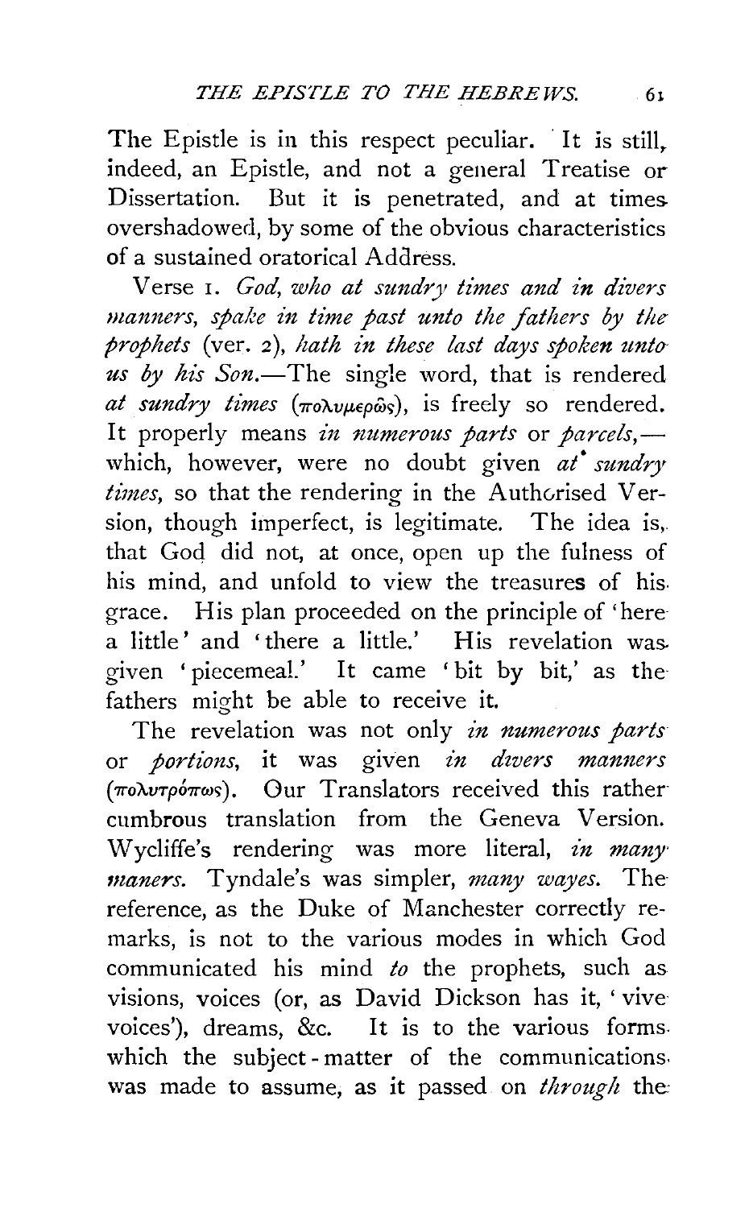The Epistle is in this respect peculiar. It is still, indeed, an Epistle, and not a general Treatise or Dissertation. But it is penetrated, and at times overshadowed, by some of the obvious characteristics of a sustained oratorical Address.

Verse 1. *God, who at sundry times and in divers manners, spake in time past unto the fathers by the prophets* (ver. 2), *hath in these last days spoken unto us by his Son*.—The single word, that is rendered *at sundry times* (πολυμερῶς), is freely so rendered. It properly means *in numerous parts* or *parcels*,—which, however, were no doubt given *at sundry times*, so that the rendering in the Authorised Version, though imperfect, is legitimate. The idea is, that God did not, at once, open up the fulness of his mind, and unfold to view the treasures of his grace. His plan proceeded on the principle of 'here a little' and 'there a little.' His revelation was given 'piecemeal.' It came 'bit by bit,' as the fathers might be able to receive it.

The revelation was not only *in numerous parts* or *portions*, it was given *in divers manners* (πολυτρόπως). Our Translators received this rather cumbrous translation from the Geneva Version. Wycliffe's rendering was more literal, *in many maners*. Tyndale's was simpler, *many wayes*. The reference, as the Duke of Manchester correctly remarks, is not to the various modes in which God communicated his mind *to* the prophets, such as visions, voices (or, as David Dickson has it, 'vive voices'), dreams, &c. It is to the various forms which the subject-matter of the communications was made to assume, as it passed on *through* the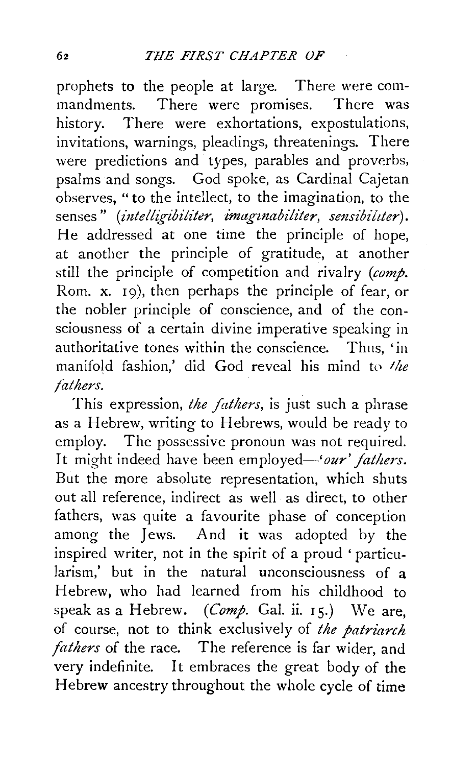prophets to the people at large. There were commandments. There were promises. There was history. There were exhortations, expostulations, invitations, warnings, pleadings, threatenings. There were predictions and types, parables and proverbs, psalms and songs. God spoke, as Cardinal Cajetan observes, "to the intellect, to the imagination, to the senses" (*intelligibiliter, imaginabiliter, sensibiliter*). He addressed at one time the principle of hope, at another the principle of gratitude, at another still the principle of competition and rivalry (*comp.* Rom. x. 19), then perhaps the principle of fear, or the nobler principle of conscience, and of the consciousness of a certain divine imperative speaking in authoritative tones within the conscience. Thus, 'in manifold fashion,' did God reveal his mind to *the fathers.*

This expression, *the fathers*, is just such a phrase as a Hebrew, writing to Hebrews, would be ready to employ. The possessive pronoun was not required. It might indeed have been employed—'*our' fathers.* But the more absolute representation, which shuts out all reference, indirect as well as direct, to other fathers, was quite a favourite phase of conception among the Jews. And it was adopted by the inspired writer, not in the spirit of a proud 'particularism,' but in the natural unconsciousness of a Hebrew, who had learned from his childhood to speak as a Hebrew. (*Comp.* Gal. ii. 15.) We are, of course, not to think exclusively of *the patriarch fathers* of the race. The reference is far wider, and very indefinite. It embraces the great body of the Hebrew ancestry throughout the whole cycle of time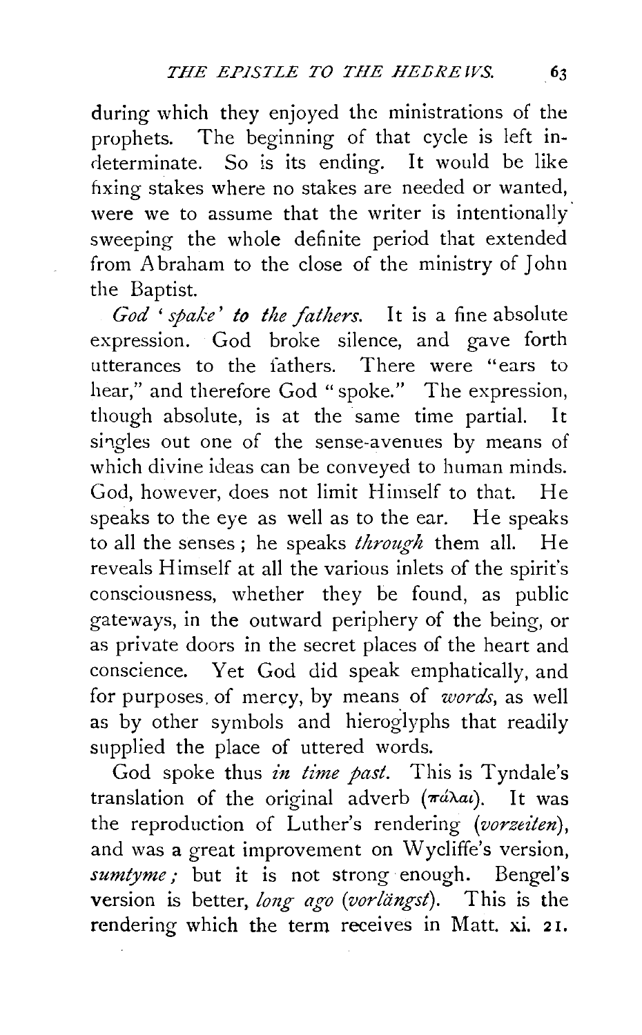during which they enjoyed the ministrations of the prophets. The beginning of that cycle is left indeterminate. So is its ending. It would be like fixing stakes where no stakes are needed or wanted, were we to assume that the writer is intentionally sweeping the whole definite period that extended from Abraham to the close of the ministry of John the Baptist.

*God 'spake' to the fathers.* It is a fine absolute expression. God broke silence, and gave forth utterances to the fathers. There were "ears to hear," and therefore God "spoke." The expression, though absolute, is at the same time partial. It singles out one of the sense-avenues by means of which divine ideas can be conveyed to human minds. God, however, does not limit Himself to that. He speaks to the eye as well as to the ear. He speaks to all the senses; he speaks *through* them all. He reveals Himself at all the various inlets of the spirit's consciousness, whether they be found, as public gateways, in the outward periphery of the being, or as private doors in the secret places of the heart and conscience. Yet God did speak emphatically, and for purposes of mercy, by means of *words*, as well as by other symbols and hieroglyphs that readily supplied the place of uttered words.

God spoke thus *in time past.* This is Tyndale's translation of the original adverb (πάλαι). It was the reproduction of Luther's rendering (*vorzeiten*), and was a great improvement on Wycliffe's version, *sumtyme;* but it is not strong enough. Bengel's version is better, *long ago* (*vorlängst*). This is the rendering which the term receives in Matt. xi. 21.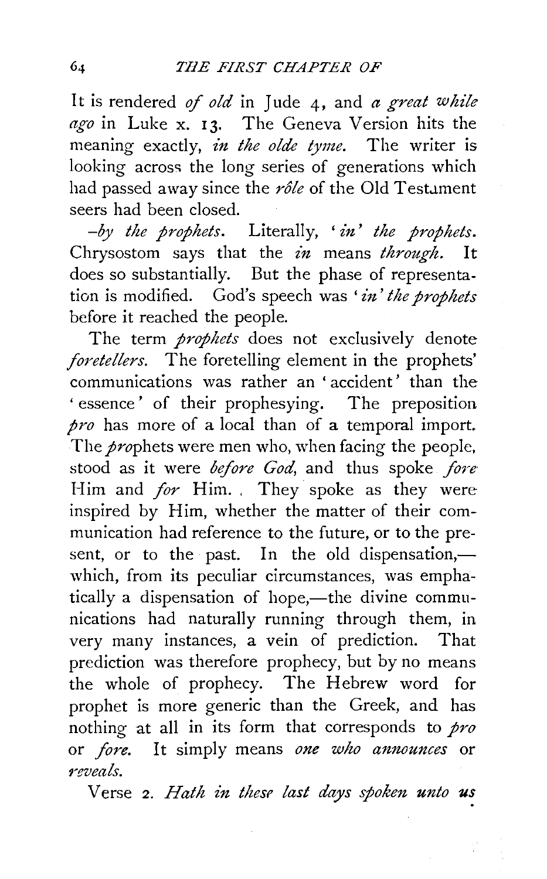It is rendered *of old* in Jude 4, and *a great while ago* in Luke x. 13. The Geneva Version hits the meaning exactly, *in the olde tyme*. The writer is looking across the long series of generations which had passed away since the *rôle* of the Old Testament seers had been closed.

*-by the prophets.* Literally, '*in*' *the prophets.* Chrysostom says that the *in* means *through*. It does so substantially. But the phase of representation is modified. God's speech was '*in*' *the prophets* before it reached the people.

The term *prophets* does not exclusively denote *foretellers*. The foretelling element in the prophets' communications was rather an 'accident' than the 'essence' of their prophesying. The preposition *pro* has more of a local than of a temporal import. The *pro*phets were men who, when facing the people, stood as it were *before God*, and thus spoke *fore* Him and *for* Him. They spoke as they were inspired by Him, whether the matter of their communication had reference to the future, or to the present, or to the past. In the old dispensation,—which, from its peculiar circumstances, was emphatically a dispensation of hope,—the divine communications had naturally running through them, in very many instances, a vein of prediction. That prediction was therefore prophecy, but by no means the whole of prophecy. The Hebrew word for prophet is more generic than the Greek, and has nothing at all in its form that corresponds to *pro* or *fore*. It simply means *one who announces* or *reveals*.

Verse 2. *Hath in these last days spoken unto us*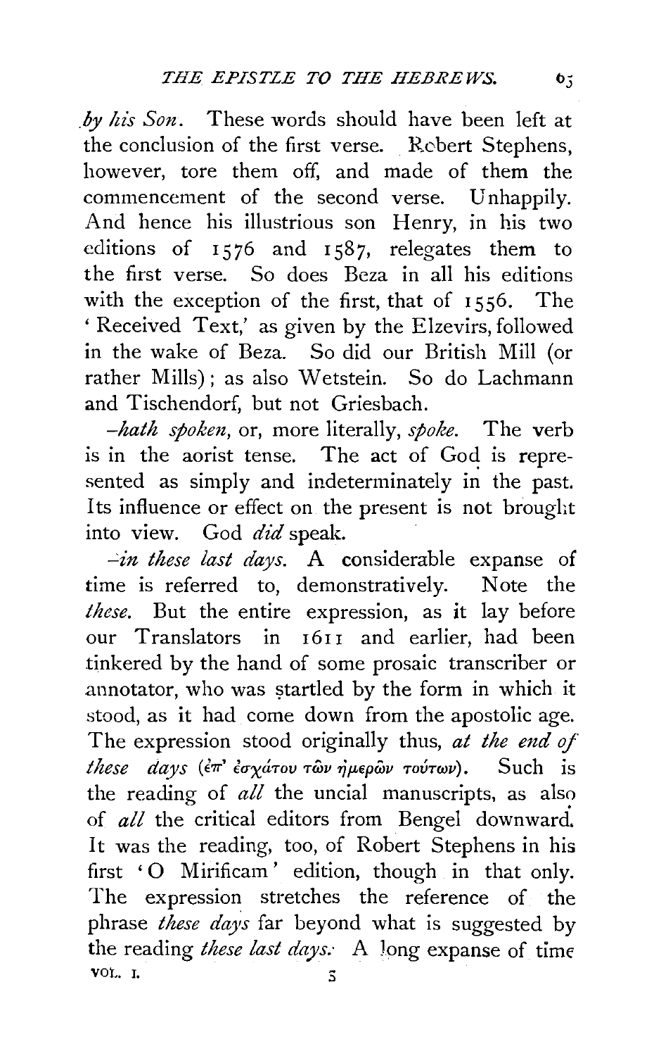*by his Son*. These words should have been left at the conclusion of the first verse. Robert Stephens, however, tore them off, and made of them the commencement of the second verse. Unhappily. And hence his illustrious son Henry, in his two editions of 1576 and 1587, relegates them to the first verse. So does Beza in all his editions with the exception of the first, that of 1556. The 'Received Text,' as given by the Elzevirs, followed in the wake of Beza. So did our British Mill (or rather Mills); as also Wetstein. So do Lachmann and Tischendorf, but not Griesbach.

*-hath spoken*, or, more literally, *spoke*. The verb is in the aorist tense. The act of God is represented as simply and indeterminately in the past. Its influence or effect on the present is not brought into view. God *did* speak.

*-in these last days*. A considerable expanse of time is referred to, demonstratively. Note the *these*. But the entire expression, as it lay before our Translators in 1611 and earlier, had been tinkered by the hand of some prosaic transcriber or annotator, who was startled by the form in which it stood, as it had come down from the apostolic age. The expression stood originally thus, *at the end of these days* (ἐπ' ἐσχάτου τῶν ἡμερῶν τούτων). Such is the reading of *all* the uncial manuscripts, as also of *all* the critical editors from Bengel downward. It was the reading, too, of Robert Stephens in his first 'O Mirificam' edition, though in that only. The expression stretches the reference of the phrase *these days* far beyond what is suggested by the reading *these last days*. A long expanse of time

VOL. I. 5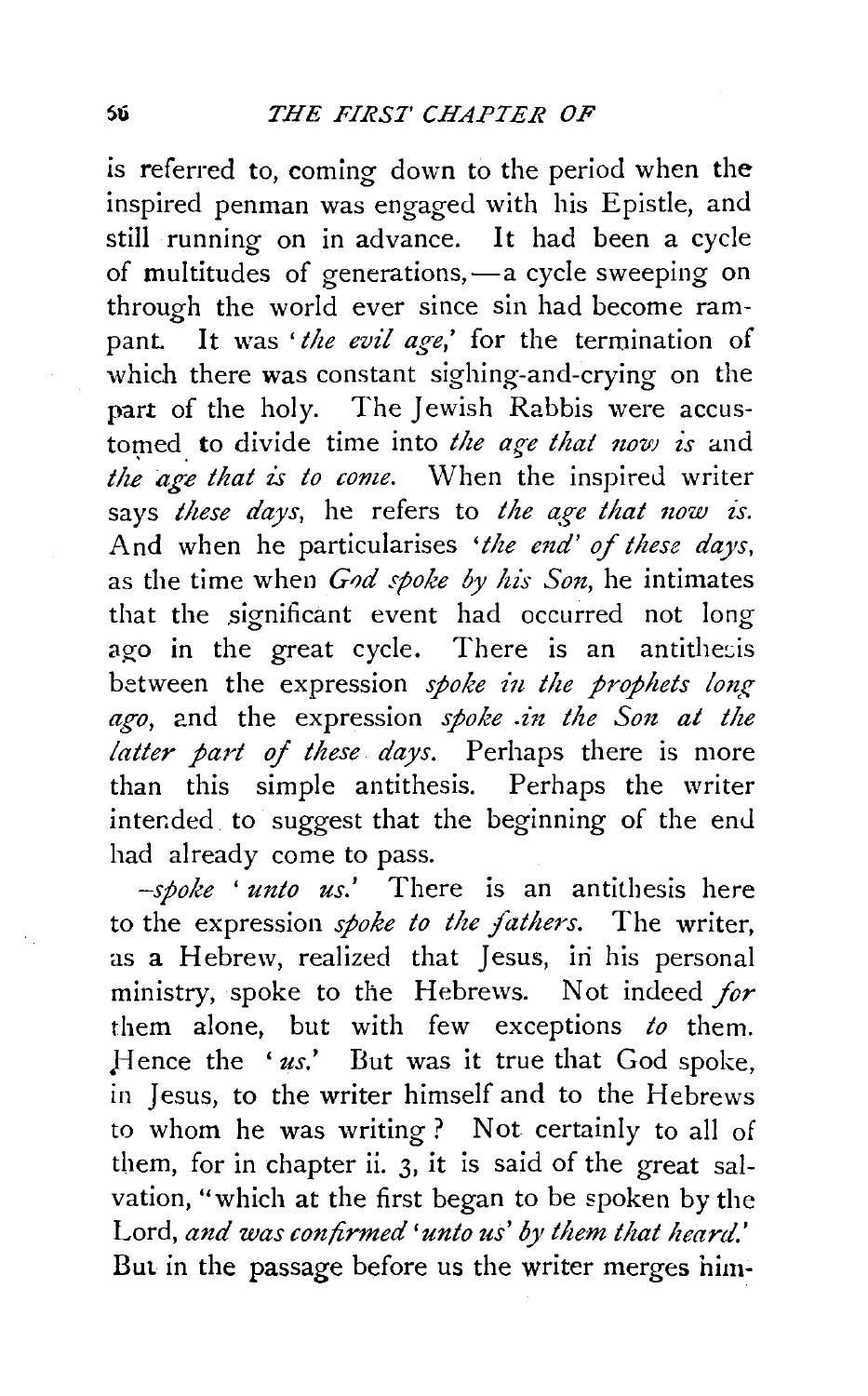is referred to, coming down to the period when the inspired penman was engaged with his Epistle, and still running on in advance. It had been a cycle of multitudes of generations,—a cycle sweeping on through the world ever since sin had become rampant. It was '*the evil age*,' for the termination of which there was constant sighing-and-crying on the part of the holy. The Jewish Rabbis were accustomed to divide time into *the age that now is* and *the age that is to come*. When the inspired writer says *these days*, he refers to *the age that now is*. And when he particularises '*the end*' *of these days*, as the time when *God spoke by his Son*, he intimates that the significant event had occurred not long ago in the great cycle. There is an antithesis between the expression *spoke in the prophets long ago*, and the expression *spoke in the Son at the latter part of these days*. Perhaps there is more than this simple antithesis. Perhaps the writer intended to suggest that the beginning of the end had already come to pass.

-*spoke* '*unto us*.' There is an antithesis here to the expression *spoke to the fathers*. The writer, as a Hebrew, realized that Jesus, in his personal ministry, spoke to the Hebrews. Not indeed *for* them alone, but with few exceptions *to* them. Hence the '*us*.' But was it true that God spoke, in Jesus, to the writer himself and to the Hebrews to whom he was writing? Not certainly to all of them, for in chapter ii. 3, it is said of the great salvation, "which at the first began to be spoken by the Lord, *and was confirmed* '*unto us*' *by them that heard*.' But in the passage before us the writer merges him-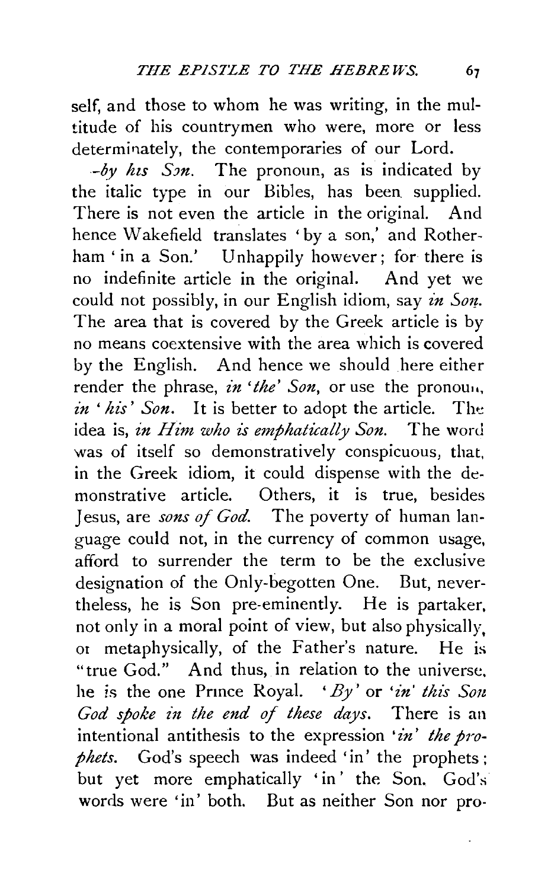self, and those to whom he was writing, in the multitude of his countrymen who were, more or less determinately, the contemporaries of our Lord.

*-by his Son.* The pronoun, as is indicated by the italic type in our Bibles, has been supplied. There is not even the article in the original. And hence Wakefield translates 'by a son,' and Rotherham 'in a Son.' Unhappily however; for there is no indefinite article in the original. And yet we could not possibly, in our English idiom, say *in Son.* The area that is covered by the Greek article is by no means coextensive with the area which is covered by the English. And hence we should here either render the phrase, *in 'the' Son,* or use the pronoun, *in 'his' Son.* It is better to adopt the article. The idea is, *in Him who is emphatically Son.* The word was of itself so demonstratively conspicuous, that, in the Greek idiom, it could dispense with the demonstrative article. Others, it is true, besides Jesus, are *sons of God.* The poverty of human language could not, in the currency of common usage, afford to surrender the term to be the exclusive designation of the Only-begotten One. But, nevertheless, he is Son pre-eminently. He is partaker, not only in a moral point of view, but also physically, or metaphysically, of the Father's nature. He is "true God." And thus, in relation to the universe, he is the one Prince Royal. *'By' or 'in' this Son God spoke in the end of these days.* There is an intentional antithesis to the expression *'in' the prophets.* God's speech was indeed 'in' the prophets; but yet more emphatically 'in' the Son. God's words were 'in' both. But as neither Son nor pro-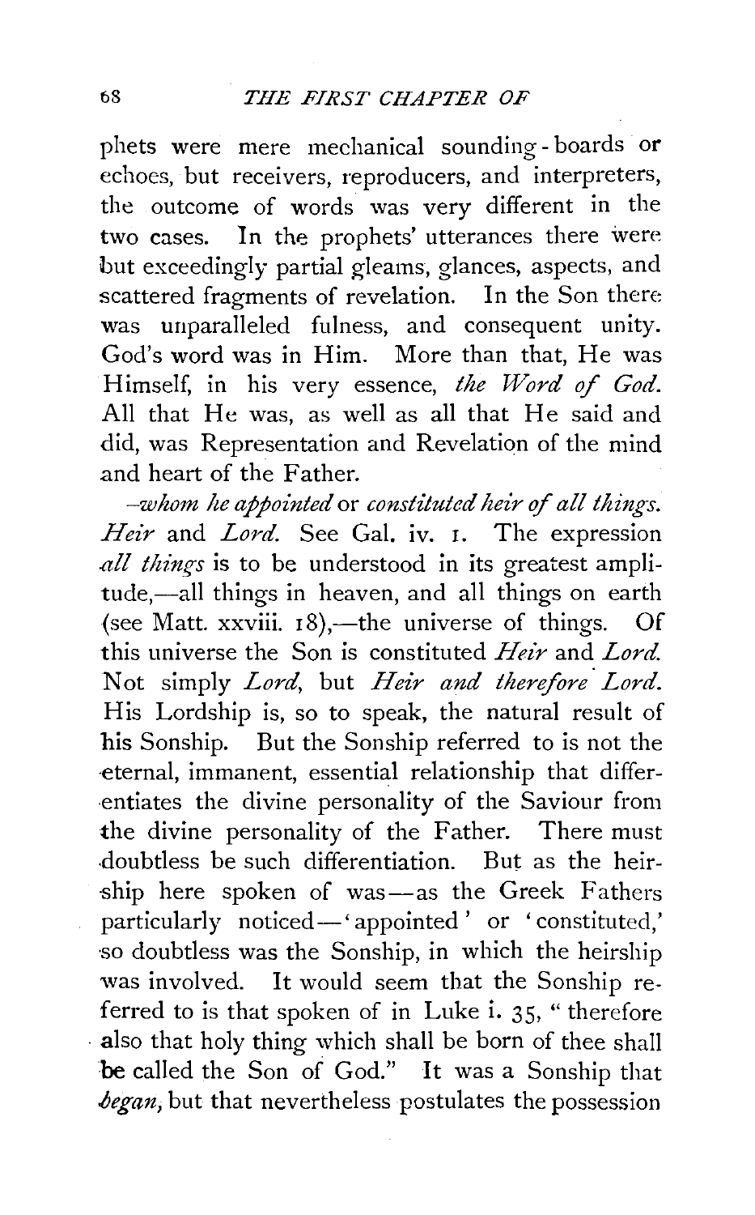phets were mere mechanical sounding-boards or echoes, but receivers, reproducers, and interpreters, the outcome of words was very different in the two cases. In the prophets' utterances there were but exceedingly partial gleams, glances, aspects, and scattered fragments of revelation. In the Son there was unparalleled fulness, and consequent unity. God's word was in Him. More than that, He was Himself, in his very essence, *the Word of God.* All that He was, as well as all that He said and did, was Representation and Revelation of the mind and heart of the Father.

*-whom he appointed* or *constituted heir of all things. Heir* and *Lord.* See Gal. iv. 1. The expression *all things* is to be understood in its greatest amplitude,—all things in heaven, and all things on earth (see Matt. xxviii. 18),—the universe of things. Of this universe the Son is constituted *Heir* and *Lord.* Not simply *Lord*, but *Heir and therefore Lord.* His Lordship is, so to speak, the natural result of his Sonship. But the Sonship referred to is not the eternal, immanent, essential relationship that differentiates the divine personality of the Saviour from the divine personality of the Father. There must doubtless be such differentiation. But as the heirship here spoken of was—as the Greek Fathers particularly noticed—'appointed' or 'constituted,' so doubtless was the Sonship, in which the heirship was involved. It would seem that the Sonship referred to is that spoken of in Luke i. 35, "therefore also that holy thing which shall be born of thee shall be called the Son of God." It was a Sonship that *began,* but that nevertheless postulates the possession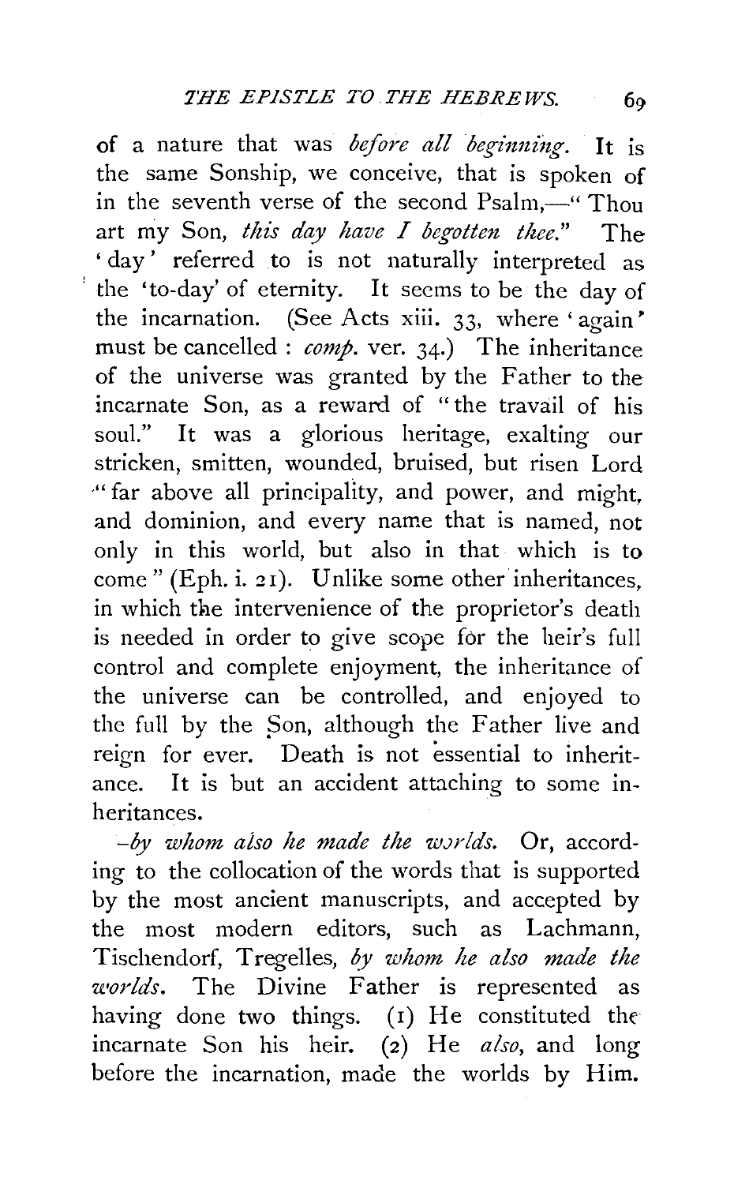of a nature that was *before all beginning*. It is the same Sonship, we conceive, that is spoken of in the seventh verse of the second Psalm,—"Thou art my Son, *this day have I begotten thee*." The 'day' referred to is not naturally interpreted as the 'to-day' of eternity. It seems to be the day of the incarnation. (See Acts xiii. 33, where 'again' must be cancelled: *comp.* ver. 34.) The inheritance of the universe was granted by the Father to the incarnate Son, as a reward of "the travail of his soul." It was a glorious heritage, exalting our stricken, smitten, wounded, bruised, but risen Lord "far above all principality, and power, and might, and dominion, and every name that is named, not only in this world, but also in that which is to come" (Eph. i. 21). Unlike some other inheritances, in which the intervenience of the proprietor's death is needed in order to give scope for the heir's full control and complete enjoyment, the inheritance of the universe can be controlled, and enjoyed to the full by the Son, although the Father live and reign for ever. Death is not essential to inheritance. It is but an accident attaching to some inheritances.

*-by whom also he made the worlds.* Or, according to the collocation of the words that is supported by the most ancient manuscripts, and accepted by the most modern editors, such as Lachmann, Tischendorf, Tregelles, *by whom he also made the worlds*. The Divine Father is represented as having done two things. (1) He constituted the incarnate Son his heir. (2) He *also*, and long before the incarnation, made the worlds by Him.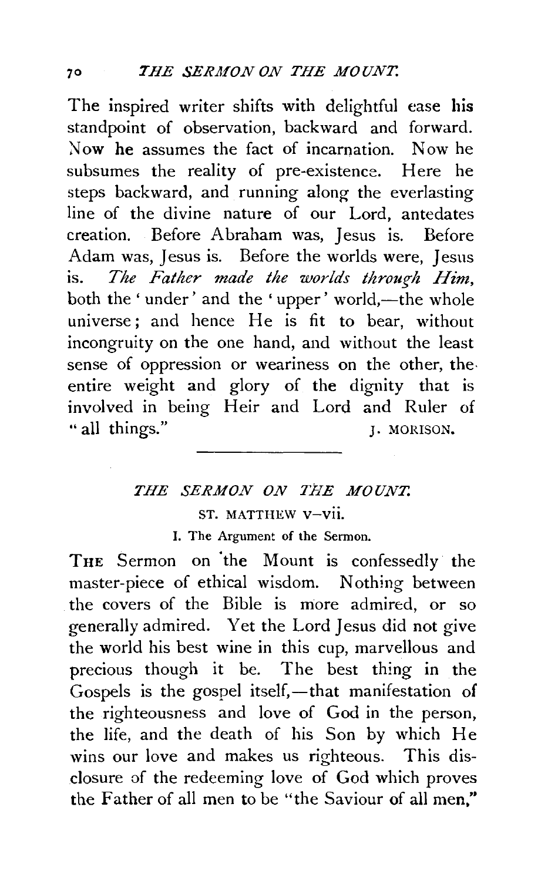The inspired writer shifts with delightful ease his standpoint of observation, backward and forward. Now he assumes the fact of incarnation. Now he subsumes the reality of pre-existence. Here he steps backward, and running along the everlasting line of the divine nature of our Lord, antedates creation. Before Abraham was, Jesus is. Before Adam was, Jesus is. Before the worlds were, Jesus is. *The Father made the worlds through Him,* both the 'under' and the 'upper' world,—the whole universe; and hence He is fit to bear, without incongruity on the one hand, and without the least sense of oppression or weariness on the other, the entire weight and glory of the dignity that is involved in being Heir and Lord and Ruler of "all things."

J. MORISON.

---

## *THE SERMON ON THE MOUNT.*

ST. MATTHEW v–vii.

### I. The Argument of the Sermon.

THE Sermon on the Mount is confessedly the master-piece of ethical wisdom. Nothing between the covers of the Bible is more admired, or so generally admired. Yet the Lord Jesus did not give the world his best wine in this cup, marvellous and precious though it be. The best thing in the Gospels is the gospel itself,—that manifestation of the righteousness and love of God in the person, the life, and the death of his Son by which He wins our love and makes us righteous. This disclosure of the redeeming love of God which proves the Father of all men to be "the Saviour of all men,"